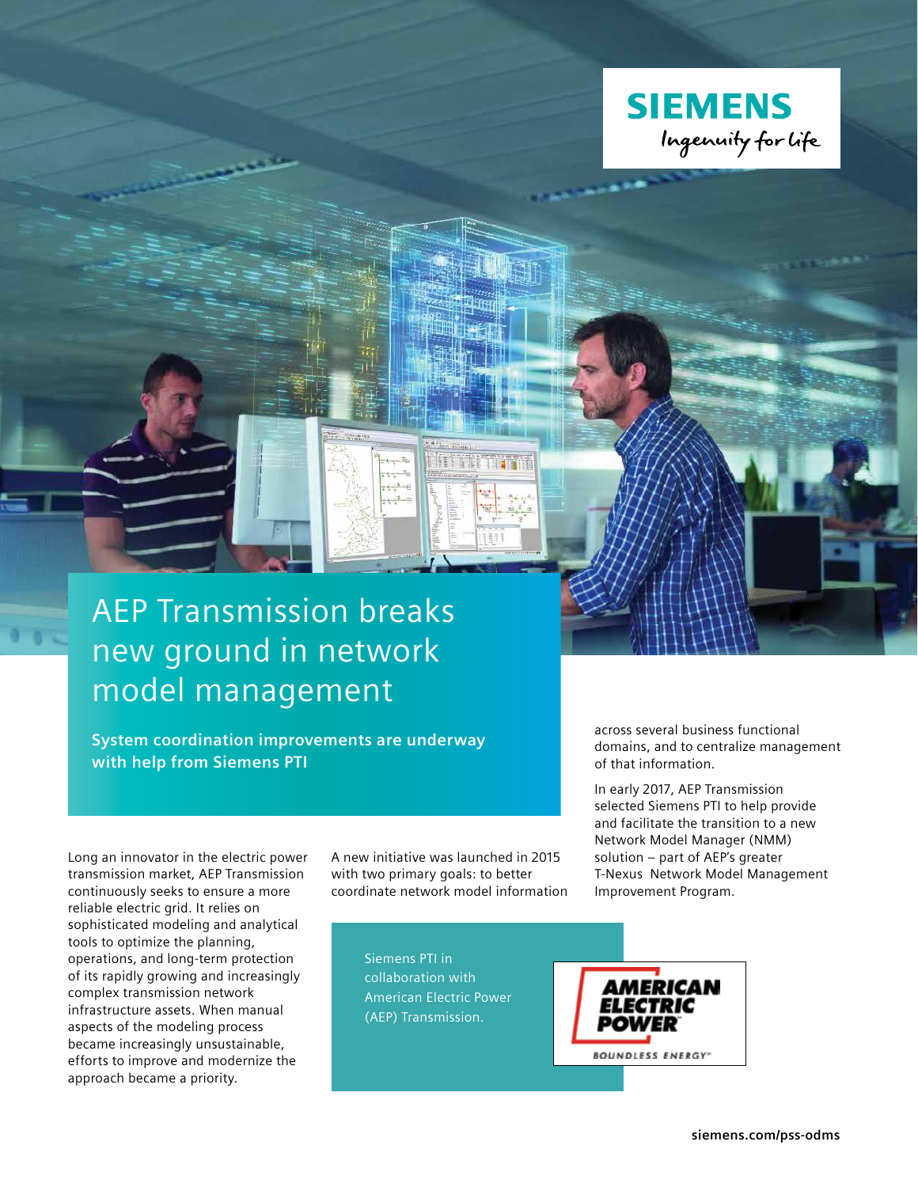# AEP Transmission breaks new ground in network model management

**System coordination improvements are underway with help from Siemens PTI**

Long an innovator in the electric power transmission market, AEP Transmission continuously seeks to ensure a more reliable electric grid. It relies on sophisticated modeling and analytical tools to optimize the planning, operations, and long-term protection of its rapidly growing and increasingly complex transmission network infrastructure assets. When manual aspects of the modeling process became increasingly unsustainable, efforts to improve and modernize the approach became a priority.

A new initiative was launched in 2015 with two primary goals: to better coordinate network model information across several business functional domains, and to centralize management of that information.

In early 2017, AEP Transmission selected Siemens PTI to help provide and facilitate the transition to a new Network Model Manager (NMM) solution – part of AEP's greater T-Nexus Network Model Management Improvement Program.

Siemens PTI in collaboration with American Electric Power (AEP) Transmission.

siemens.com/pss-odms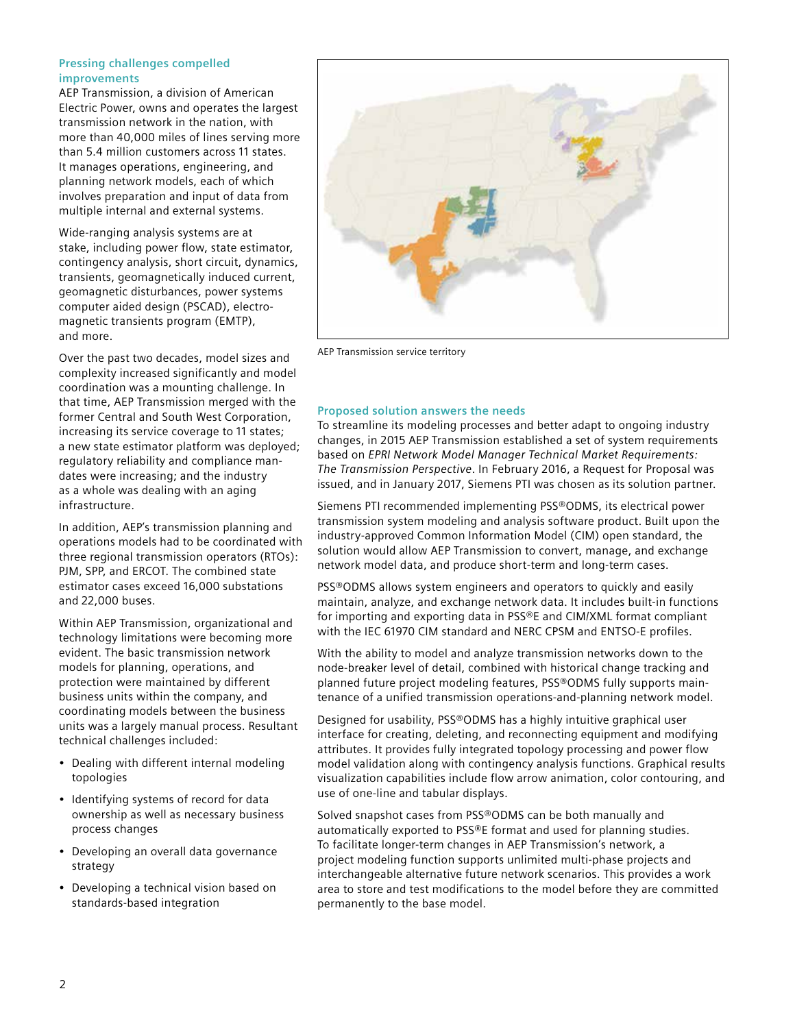## Pressing challenges compelled improvements

AEP Transmission, a division of American Electric Power, owns and operates the largest transmission network in the nation, with more than 40,000 miles of lines serving more than 5.4 million customers across 11 states. It manages operations, engineering, and planning network models, each of which involves preparation and input of data from multiple internal and external systems.

Wide-ranging analysis systems are at stake, including power flow, state estimator, contingency analysis, short circuit, dynamics, transients, geomagnetically induced current, geomagnetic disturbances, power systems computer aided design (PSCAD), electro-magnetic transients program (EMTP), and more.

Over the past two decades, model sizes and complexity increased significantly and model coordination was a mounting challenge. In that time, AEP Transmission merged with the former Central and South West Corporation, increasing its service coverage to 11 states; a new state estimator platform was deployed; regulatory reliability and compliance mandates were increasing; and the industry as a whole was dealing with an aging infrastructure.

In addition, AEP's transmission planning and operations models had to be coordinated with three regional transmission operators (RTOs): PJM, SPP, and ERCOT. The combined state estimator cases exceed 16,000 substations and 22,000 buses.

Within AEP Transmission, organizational and technology limitations were becoming more evident. The basic transmission network models for planning, operations, and protection were maintained by different business units within the company, and coordinating models between the business units was a largely manual process. Resultant technical challenges included:

- Dealing with different internal modeling topologies
- Identifying systems of record for data ownership as well as necessary business process changes
- Developing an overall data governance strategy
- Developing a technical vision based on standards-based integration

AEP Transmission service territory

## Proposed solution answers the needs

To streamline its modeling processes and better adapt to ongoing industry changes, in 2015 AEP Transmission established a set of system requirements based on *EPRI Network Model Manager Technical Market Requirements: The Transmission Perspective*. In February 2016, a Request for Proposal was issued, and in January 2017, Siemens PTI was chosen as its solution partner.

Siemens PTI recommended implementing PSS®ODMS, its electrical power transmission system modeling and analysis software product. Built upon the industry-approved Common Information Model (CIM) open standard, the solution would allow AEP Transmission to convert, manage, and exchange network model data, and produce short-term and long-term cases.

PSS®ODMS allows system engineers and operators to quickly and easily maintain, analyze, and exchange network data. It includes built-in functions for importing and exporting data in PSS®E and CIM/XML format compliant with the IEC 61970 CIM standard and NERC CPSM and ENTSO-E profiles.

With the ability to model and analyze transmission networks down to the node-breaker level of detail, combined with historical change tracking and planned future project modeling features, PSS®ODMS fully supports maintenance of a unified transmission operations-and-planning network model.

Designed for usability, PSS®ODMS has a highly intuitive graphical user interface for creating, deleting, and reconnecting equipment and modifying attributes. It provides fully integrated topology processing and power flow model validation along with contingency analysis functions. Graphical results visualization capabilities include flow arrow animation, color contouring, and use of one-line and tabular displays.

Solved snapshot cases from PSS®ODMS can be both manually and automatically exported to PSS®E format and used for planning studies. To facilitate longer-term changes in AEP Transmission's network, a project modeling function supports unlimited multi-phase projects and interchangeable alternative future network scenarios. This provides a work area to store and test modifications to the model before they are committed permanently to the base model.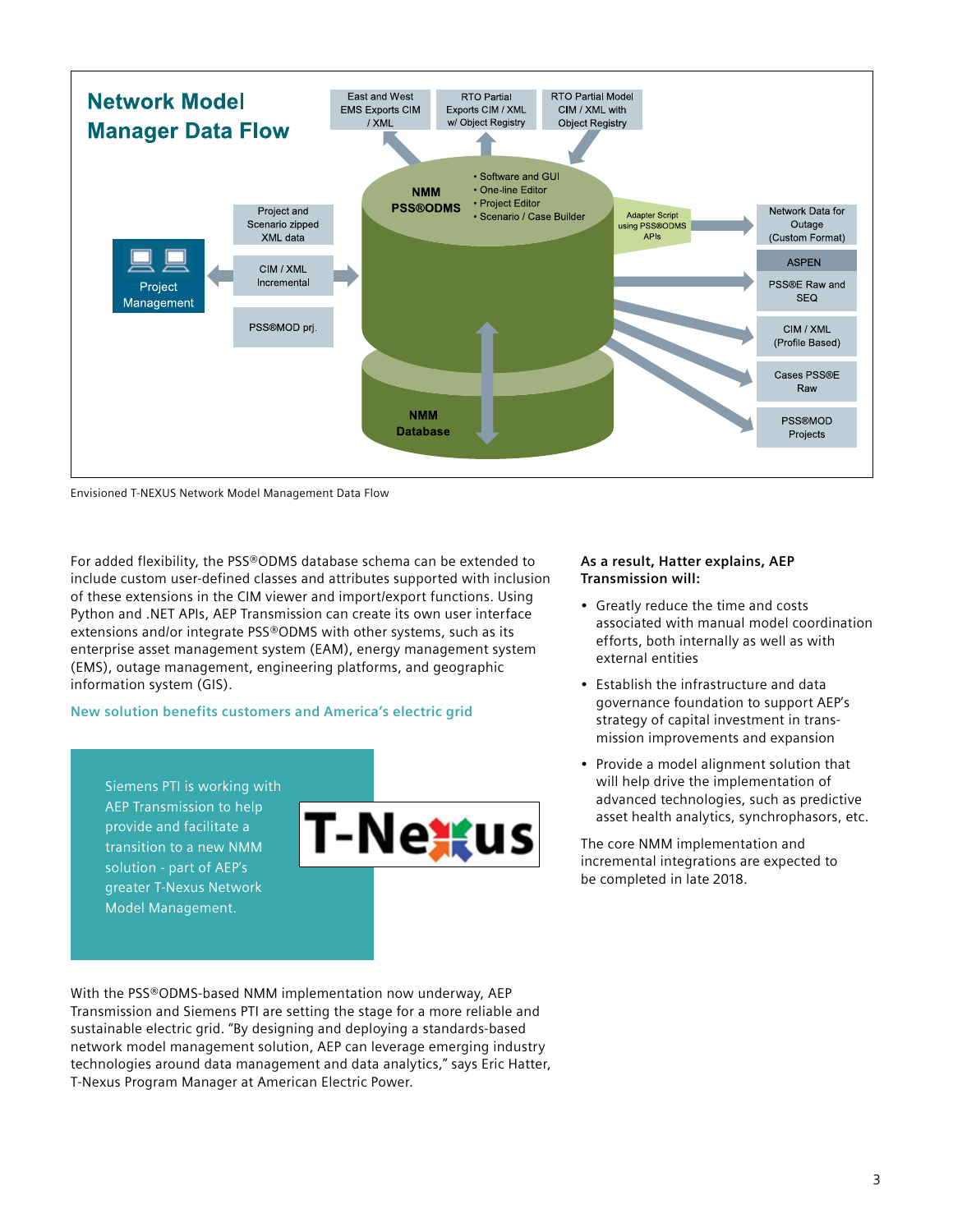## Network Model Manager Data Flow

East and West EMS Exports CIM / XML

RTO Partial Exports CIM / XML w/ Object Registry

RTO Partial Model CIM / XML with Object Registry

NMM PSS®ODMS

- Software and GUI
- One-line Editor
- Project Editor
- Scenario / Case Builder

Project and Scenario zipped XML data

CIM / XML Incremental

PSS®MOD prj.

Project Management

Adapter Script using PSS®ODMS APIs

Network Data for Outage (Custom Format)

ASPEN

PSS®E Raw and SEQ

CIM / XML (Profile Based)

Cases PSS®E Raw

PSS®MOD Projects

NMM Database

Envisioned T-NEXUS Network Model Management Data Flow

For added flexibility, the PSS®ODMS database schema can be extended to include custom user-defined classes and attributes supported with inclusion of these extensions in the CIM viewer and import/export functions. Using Python and .NET APIs, AEP Transmission can create its own user interface extensions and/or integrate PSS®ODMS with other systems, such as its enterprise asset management system (EAM), energy management system (EMS), outage management, engineering platforms, and geographic information system (GIS).

### New solution benefits customers and America's electric grid

Siemens PTI is working with AEP Transmission to help provide and facilitate a transition to a new NMM solution - part of AEP's greater T-Nexus Network Model Management.

T-Nexus

With the PSS®ODMS-based NMM implementation now underway, AEP Transmission and Siemens PTI are setting the stage for a more reliable and sustainable electric grid. "By designing and deploying a standards-based network model management solution, AEP can leverage emerging industry technologies around data management and data analytics," says Eric Hatter, T-Nexus Program Manager at American Electric Power.

**As a result, Hatter explains, AEP Transmission will:**

- Greatly reduce the time and costs associated with manual model coordination efforts, both internally as well as with external entities
- Establish the infrastructure and data governance foundation to support AEP's strategy of capital investment in trans-mission improvements and expansion
- Provide a model alignment solution that will help drive the implementation of advanced technologies, such as predictive asset health analytics, synchrophasors, etc.

The core NMM implementation and incremental integrations are expected to be completed in late 2018.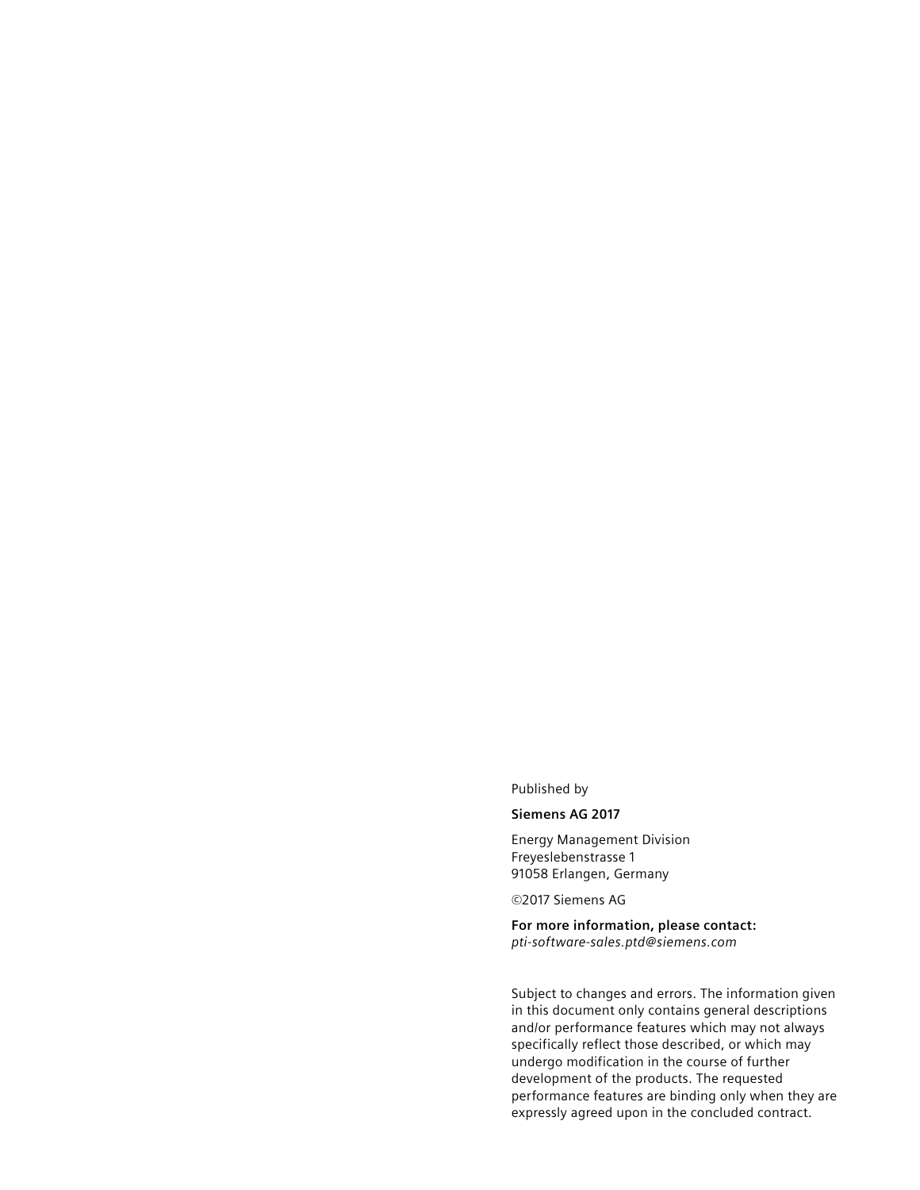Published by

**Siemens AG 2017**

Energy Management Division
Freyeslebenstrasse 1
91058 Erlangen, Germany

©2017 Siemens AG

**For more information, please contact:**
*pti-software-sales.ptd@siemens.com*

Subject to changes and errors. The information given in this document only contains general descriptions and/or performance features which may not always specifically reflect those described, or which may undergo modification in the course of further development of the products. The requested performance features are binding only when they are expressly agreed upon in the concluded contract.